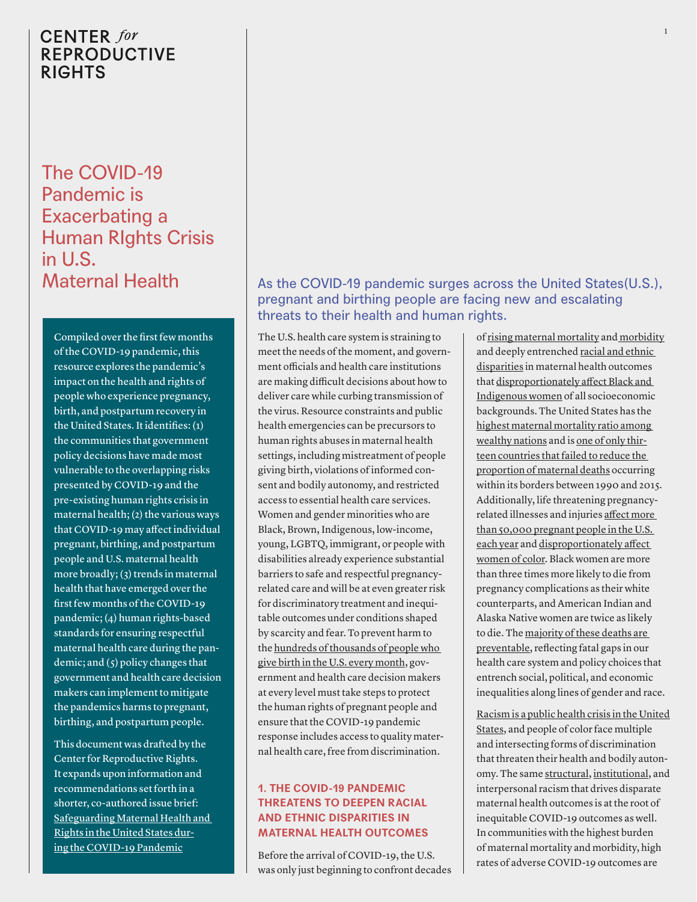CENTER *for* REPRODUCTIVE RIGHTS

# The COVID-19 Pandemic is Exacerbating a Human RIghts Crisis in U.S. Maternal Health

Compiled over the first few months of the COVID-19 pandemic, this resource explores the pandemic's impact on the health and rights of people who experience pregnancy, birth, and postpartum recovery in the United States. It identifies: (1) the communities that government policy decisions have made most vulnerable to the overlapping risks presented by COVID-19 and the pre-existing human rights crisis in maternal health; (2) the various ways that COVID-19 may affect individual pregnant, birthing, and postpartum people and U.S. maternal health more broadly; (3) trends in maternal health that have emerged over the first few months of the COVID-19 pandemic; (4) human rights-based standards for ensuring respectful maternal health care during the pandemic; and (5) policy changes that government and health care decision makers can implement to mitigate the pandemics harms to pregnant, birthing, and postpartum people.

This document was drafted by the Center for Reproductive Rights. It expands upon information and recommendations set forth in a shorter, co-authored issue brief: Safeguarding Maternal Health and Rights in the United States during the COVID-19 Pandemic

## As the COVID-19 pandemic surges across the United States(U.S.), pregnant and birthing people are facing new and escalating threats to their health and human rights.

The U.S. health care system is straining to meet the needs of the moment, and government officials and health care institutions are making difficult decisions about how to deliver care while curbing transmission of the virus. Resource constraints and public health emergencies can be precursors to human rights abuses in maternal health settings, including mistreatment of people giving birth, violations of informed consent and bodily autonomy, and restricted access to essential health care services. Women and gender minorities who are Black, Brown, Indigenous, low-income, young, LGBTQ, immigrant, or people with disabilities already experience substantial barriers to safe and respectful pregnancy-related care and will be at even greater risk for discriminatory treatment and inequitable outcomes under conditions shaped by scarcity and fear. To prevent harm to the hundreds of thousands of people who give birth in the U.S. every month, government and health care decision makers at every level must take steps to protect the human rights of pregnant people and ensure that the COVID-19 pandemic response includes access to quality maternal health care, free from discrimination.

### 1. THE COVID-19 PANDEMIC THREATENS TO DEEPEN RACIAL AND ETHNIC DISPARITIES IN MATERNAL HEALTH OUTCOMES

Before the arrival of COVID-19, the U.S. was only just beginning to confront decades of rising maternal mortality and morbidity and deeply entrenched racial and ethnic disparities in maternal health outcomes that disproportionately affect Black and Indigenous women of all socioeconomic backgrounds. The United States has the highest maternal mortality ratio among wealthy nations and is one of only thirteen countries that failed to reduce the proportion of maternal deaths occurring within its borders between 1990 and 2015. Additionally, life threatening pregnancy-related illnesses and injuries affect more than 50,000 pregnant people in the U.S. each year and disproportionately affect women of color. Black women are more than three times more likely to die from pregnancy complications as their white counterparts, and American Indian and Alaska Native women are twice as likely to die. The majority of these deaths are preventable, reflecting fatal gaps in our health care system and policy choices that entrench social, political, and economic inequalities along lines of gender and race.

Racism is a public health crisis in the United States, and people of color face multiple and intersecting forms of discrimination that threaten their health and bodily autonomy. The same structural, institutional, and interpersonal racism that drives disparate maternal health outcomes is at the root of inequitable COVID-19 outcomes as well. In communities with the highest burden of maternal mortality and morbidity, high rates of adverse COVID-19 outcomes are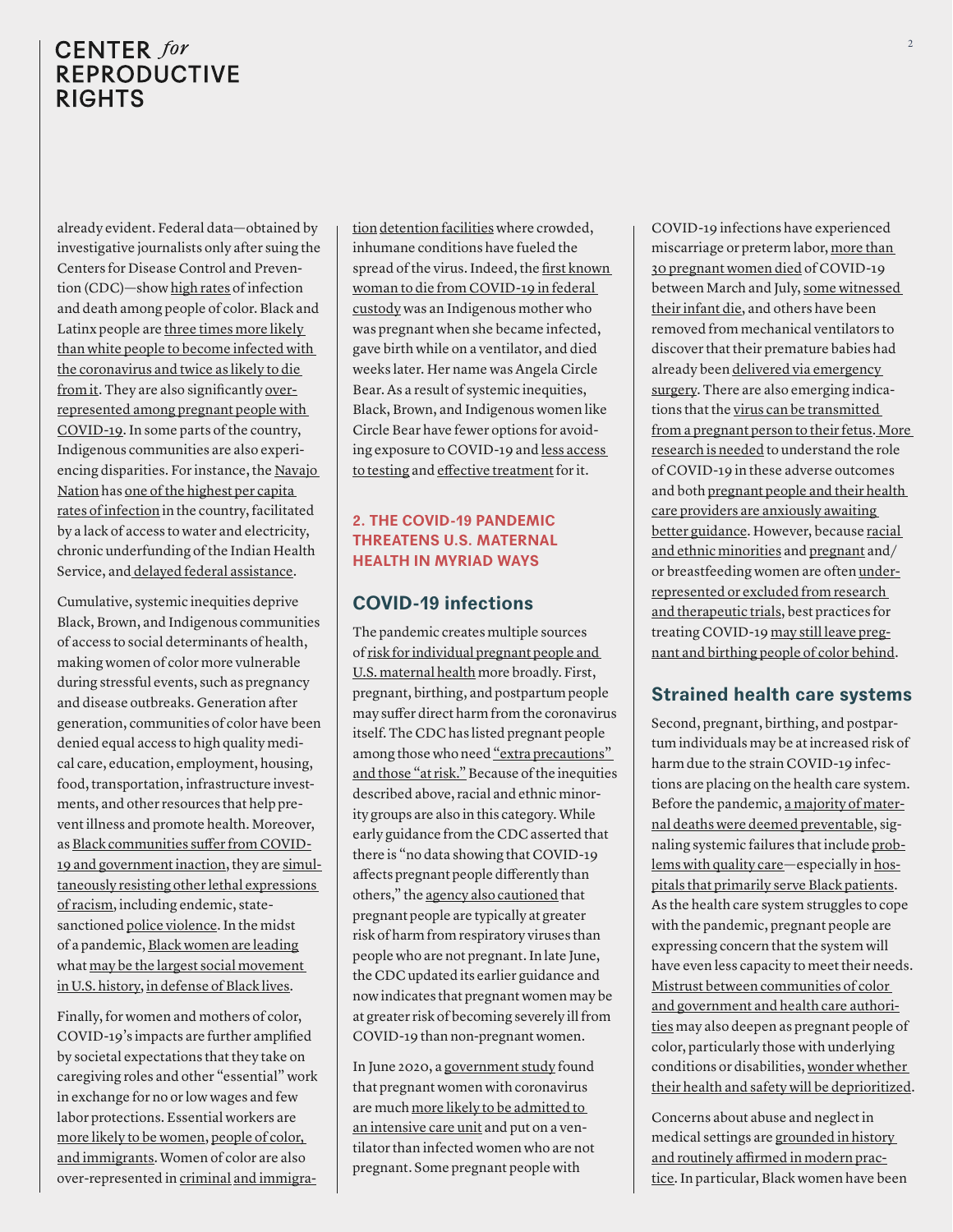already evident. Federal data—obtained by investigative journalists only after suing the Centers for Disease Control and Prevention (CDC)—show high rates of infection and death among people of color. Black and Latinx people are three times more likely than white people to become infected with the coronavirus and twice as likely to die from it. They are also significantly over-represented among pregnant people with COVID-19. In some parts of the country, Indigenous communities are also experiencing disparities. For instance, the Navajo Nation has one of the highest per capita rates of infection in the country, facilitated by a lack of access to water and electricity, chronic underfunding of the Indian Health Service, and delayed federal assistance.

Cumulative, systemic inequities deprive Black, Brown, and Indigenous communities of access to social determinants of health, making women of color more vulnerable during stressful events, such as pregnancy and disease outbreaks. Generation after generation, communities of color have been denied equal access to high quality medical care, education, employment, housing, food, transportation, infrastructure investments, and other resources that help prevent illness and promote health. Moreover, as Black communities suffer from COVID-19 and government inaction, they are simultaneously resisting other lethal expressions of racism, including endemic, state-sanctioned police violence. In the midst of a pandemic, Black women are leading what may be the largest social movement in U.S. history, in defense of Black lives.

Finally, for women and mothers of color, COVID-19's impacts are further amplified by societal expectations that they take on caregiving roles and other "essential" work in exchange for no or low wages and few labor protections. Essential workers are more likely to be women, people of color, and immigrants. Women of color are also over-represented in criminal and immigration detention facilities where crowded, inhumane conditions have fueled the spread of the virus. Indeed, the first known woman to die from COVID-19 in federal custody was an Indigenous mother who was pregnant when she became infected, gave birth while on a ventilator, and died weeks later. Her name was Angela Circle Bear. As a result of systemic inequities, Black, Brown, and Indigenous women like Circle Bear have fewer options for avoiding exposure to COVID-19 and less access to testing and effective treatment for it.

## 2. THE COVID-19 PANDEMIC THREATENS U.S. MATERNAL HEALTH IN MYRIAD WAYS

### COVID-19 infections

The pandemic creates multiple sources of risk for individual pregnant people and U.S. maternal health more broadly. First, pregnant, birthing, and postpartum people may suffer direct harm from the coronavirus itself. The CDC has listed pregnant people among those who need "extra precautions" and those "at risk." Because of the inequities described above, racial and ethnic minority groups are also in this category. While early guidance from the CDC asserted that there is "no data showing that COVID-19 affects pregnant people differently than others," the agency also cautioned that pregnant people are typically at greater risk of harm from respiratory viruses than people who are not pregnant. In late June, the CDC updated its earlier guidance and now indicates that pregnant women may be at greater risk of becoming severely ill from COVID-19 than non-pregnant women.

In June 2020, a government study found that pregnant women with coronavirus are much more likely to be admitted to an intensive care unit and put on a ventilator than infected women who are not pregnant. Some pregnant people with COVID-19 infections have experienced miscarriage or preterm labor, more than 30 pregnant women died of COVID-19 between March and July, some witnessed their infant die, and others have been removed from mechanical ventilators to discover that their premature babies had already been delivered via emergency surgery. There are also emerging indications that the virus can be transmitted from a pregnant person to their fetus. More research is needed to understand the role of COVID-19 in these adverse outcomes and both pregnant people and their health care providers are anxiously awaiting better guidance. However, because racial and ethnic minorities and pregnant and/or breastfeeding women are often under-represented or excluded from research and therapeutic trials, best practices for treating COVID-19 may still leave pregnant and birthing people of color behind.

### Strained health care systems

Second, pregnant, birthing, and postpartum individuals may be at increased risk of harm due to the strain COVID-19 infections are placing on the health care system. Before the pandemic, a majority of maternal deaths were deemed preventable, signaling systemic failures that include problems with quality care—especially in hospitals that primarily serve Black patients. As the health care system struggles to cope with the pandemic, pregnant people are expressing concern that the system will have even less capacity to meet their needs. Mistrust between communities of color and government and health care authorities may also deepen as pregnant people of color, particularly those with underlying conditions or disabilities, wonder whether their health and safety will be deprioritized.

Concerns about abuse and neglect in medical settings are grounded in history and routinely affirmed in modern practice. In particular, Black women have been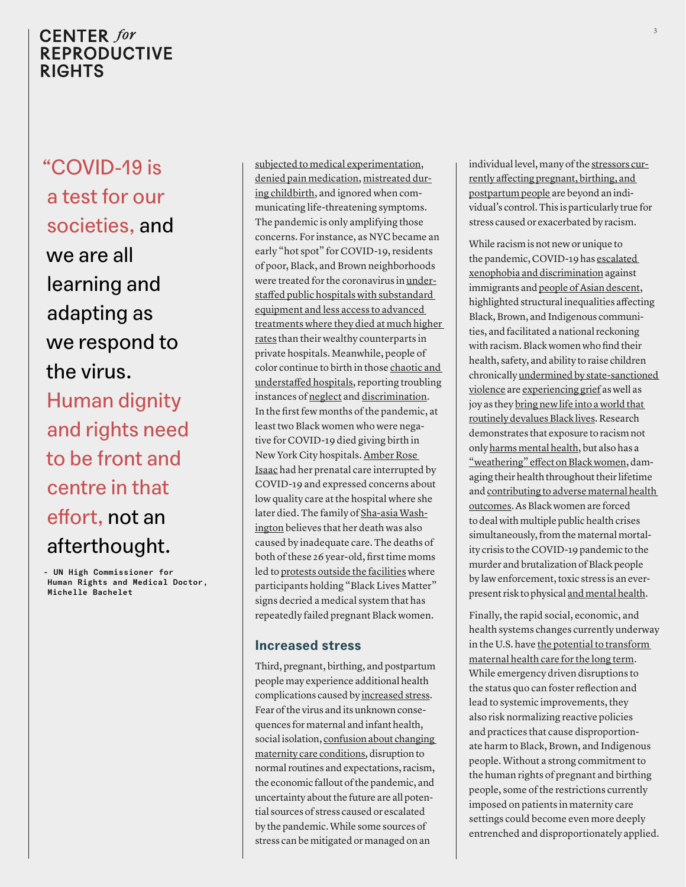> "COVID-19 is a test for our societies, and we are all learning and adapting as we respond to the virus. Human dignity and rights need to be front and centre in that effort, not an afterthought.
>
> - UN High Commissioner for Human Rights and Medical Doctor, Michelle Bachelet

subjected to medical experimentation, denied pain medication, mistreated during childbirth, and ignored when communicating life-threatening symptoms. The pandemic is only amplifying those concerns. For instance, as NYC became an early "hot spot" for COVID-19, residents of poor, Black, and Brown neighborhoods were treated for the coronavirus in understaffed public hospitals with substandard equipment and less access to advanced treatments where they died at much higher rates than their wealthy counterparts in private hospitals. Meanwhile, people of color continue to birth in those chaotic and understaffed hospitals, reporting troubling instances of neglect and discrimination. In the first few months of the pandemic, at least two Black women who were negative for COVID-19 died giving birth in New York City hospitals. Amber Rose Isaac had her prenatal care interrupted by COVID-19 and expressed concerns about low quality care at the hospital where she later died. The family of Sha-asia Washington believes that her death was also caused by inadequate care. The deaths of both of these 26 year-old, first time moms led to protests outside the facilities where participants holding "Black Lives Matter" signs decried a medical system that has repeatedly failed pregnant Black women.

## Increased stress

Third, pregnant, birthing, and postpartum people may experience additional health complications caused by increased stress. Fear of the virus and its unknown consequences for maternal and infant health, social isolation, confusion about changing maternity care conditions, disruption to normal routines and expectations, racism, the economic fallout of the pandemic, and uncertainty about the future are all potential sources of stress caused or escalated by the pandemic. While some sources of stress can be mitigated or managed on an individual level, many of the stressors currently affecting pregnant, birthing, and postpartum people are beyond an individual's control. This is particularly true for stress caused or exacerbated by racism.

While racism is not new or unique to the pandemic, COVID-19 has escalated xenophobia and discrimination against immigrants and people of Asian descent, highlighted structural inequalities affecting Black, Brown, and Indigenous communities, and facilitated a national reckoning with racism. Black women who find their health, safety, and ability to raise children chronically undermined by state-sanctioned violence are experiencing grief as well as joy as they bring new life into a world that routinely devalues Black lives. Research demonstrates that exposure to racism not only harms mental health, but also has a "weathering" effect on Black women, damaging their health throughout their lifetime and contributing to adverse maternal health outcomes. As Black women are forced to deal with multiple public health crises simultaneously, from the maternal mortality crisis to the COVID-19 pandemic to the murder and brutalization of Black people by law enforcement, toxic stress is an ever-present risk to physical and mental health.

Finally, the rapid social, economic, and health systems changes currently underway in the U.S. have the potential to transform maternal health care for the long term. While emergency driven disruptions to the status quo can foster reflection and lead to systemic improvements, they also risk normalizing reactive policies and practices that cause disproportionate harm to Black, Brown, and Indigenous people. Without a strong commitment to the human rights of pregnant and birthing people, some of the restrictions currently imposed on patients in maternity care settings could become even more deeply entrenched and disproportionately applied.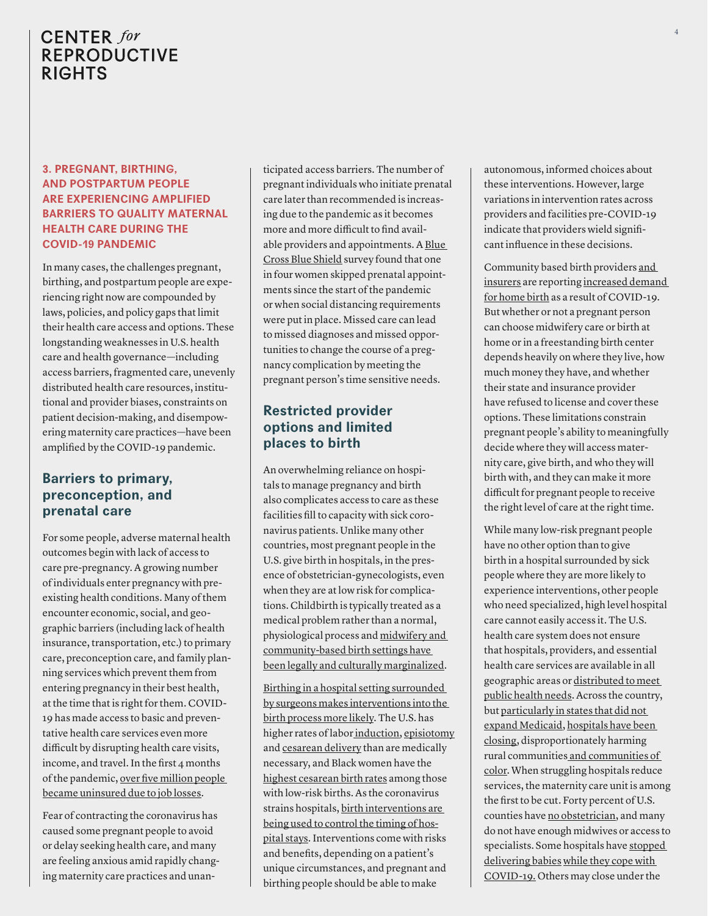### 3. PREGNANT, BIRTHING, AND POSTPARTUM PEOPLE ARE EXPERIENCING AMPLIFIED BARRIERS TO QUALITY MATERNAL HEALTH CARE DURING THE COVID-19 PANDEMIC

In many cases, the challenges pregnant, birthing, and postpartum people are experiencing right now are compounded by laws, policies, and policy gaps that limit their health care access and options. These longstanding weaknesses in U.S. health care and health governance—including access barriers, fragmented care, unevenly distributed health care resources, institutional and provider biases, constraints on patient decision-making, and disempowering maternity care practices—have been amplified by the COVID-19 pandemic.

## Barriers to primary, preconception, and prenatal care

For some people, adverse maternal health outcomes begin with lack of access to care pre-pregnancy. A growing number of individuals enter pregnancy with pre-existing health conditions. Many of them encounter economic, social, and geographic barriers (including lack of health insurance, transportation, etc.) to primary care, preconception care, and family planning services which prevent them from entering pregnancy in their best health, at the time that is right for them. COVID-19 has made access to basic and preventative health care services even more difficult by disrupting health care visits, income, and travel. In the first 4 months of the pandemic, over five million people became uninsured due to job losses.

Fear of contracting the coronavirus has caused some pregnant people to avoid or delay seeking health care, and many are feeling anxious amid rapidly changing maternity care practices and unanticipated access barriers. The number of pregnant individuals who initiate prenatal care later than recommended is increasing due to the pandemic as it becomes more and more difficult to find available providers and appointments. A Blue Cross Blue Shield survey found that one in four women skipped prenatal appointments since the start of the pandemic or when social distancing requirements were put in place. Missed care can lead to missed diagnoses and missed opportunities to change the course of a pregnancy complication by meeting the pregnant person's time sensitive needs.

## Restricted provider options and limited places to birth

An overwhelming reliance on hospitals to manage pregnancy and birth also complicates access to care as these facilities fill to capacity with sick coronavirus patients. Unlike many other countries, most pregnant people in the U.S. give birth in hospitals, in the presence of obstetrician-gynecologists, even when they are at low risk for complications. Childbirth is typically treated as a medical problem rather than a normal, physiological process and midwifery and community-based birth settings have been legally and culturally marginalized.

Birthing in a hospital setting surrounded by surgeons makes interventions into the birth process more likely. The U.S. has higher rates of labor induction, episiotomy and cesarean delivery than are medically necessary, and Black women have the highest cesarean birth rates among those with low-risk births. As the coronavirus strains hospitals, birth interventions are being used to control the timing of hospital stays. Interventions come with risks and benefits, depending on a patient's unique circumstances, and pregnant and birthing people should be able to make autonomous, informed choices about these interventions. However, large variations in intervention rates across providers and facilities pre-COVID-19 indicate that providers wield significant influence in these decisions.

Community based birth providers and insurers are reporting increased demand for home birth as a result of COVID-19. But whether or not a pregnant person can choose midwifery care or birth at home or in a freestanding birth center depends heavily on where they live, how much money they have, and whether their state and insurance provider have refused to license and cover these options. These limitations constrain pregnant people's ability to meaningfully decide where they will access maternity care, give birth, and who they will birth with, and they can make it more difficult for pregnant people to receive the right level of care at the right time.

While many low-risk pregnant people have no other option than to give birth in a hospital surrounded by sick people where they are more likely to experience interventions, other people who need specialized, high level hospital care cannot easily access it. The U.S. health care system does not ensure that hospitals, providers, and essential health care services are available in all geographic areas or distributed to meet public health needs. Across the country, but particularly in states that did not expand Medicaid, hospitals have been closing, disproportionately harming rural communities and communities of color. When struggling hospitals reduce services, the maternity care unit is among the first to be cut. Forty percent of U.S. counties have no obstetrician, and many do not have enough midwives or access to specialists. Some hospitals have stopped delivering babies while they cope with COVID-19. Others may close under the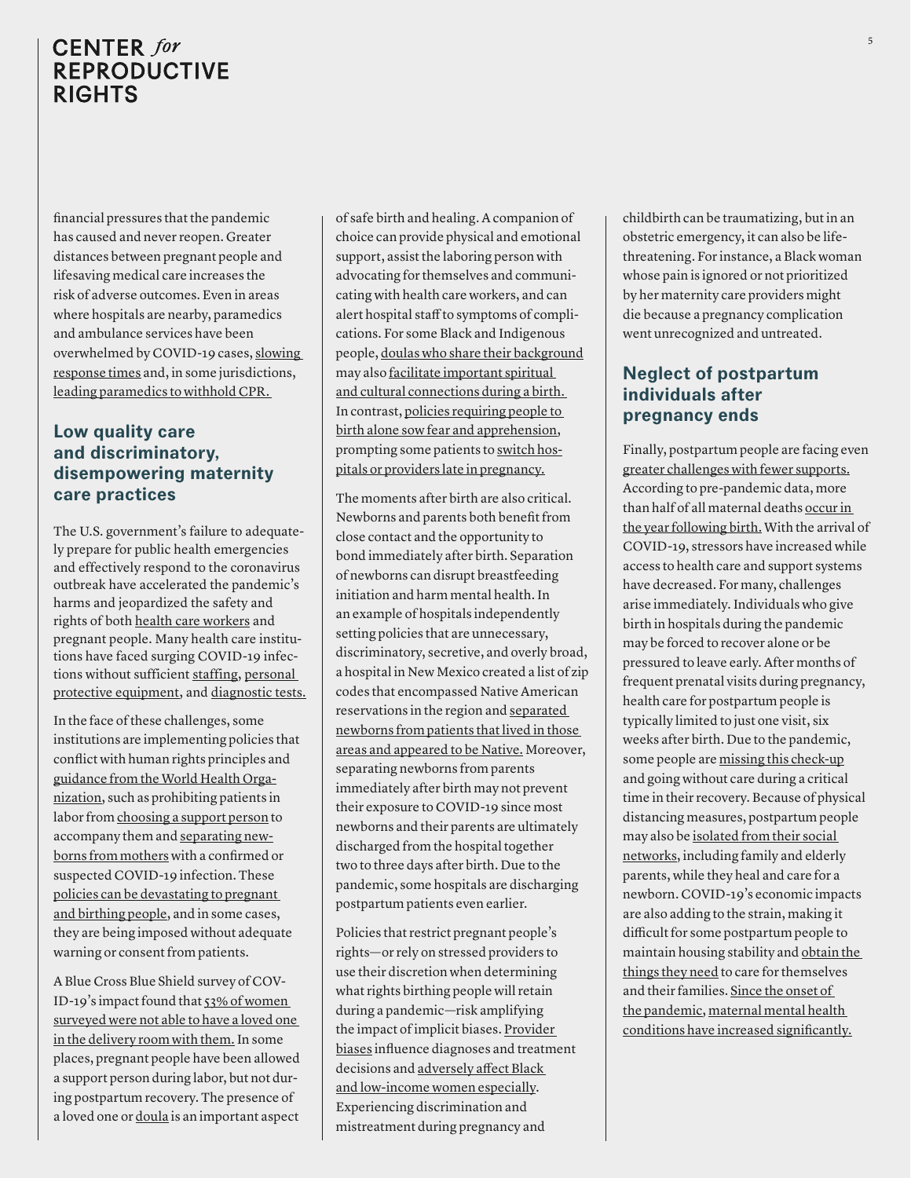financial pressures that the pandemic has caused and never reopen. Greater distances between pregnant people and lifesaving medical care increases the risk of adverse outcomes. Even in areas where hospitals are nearby, paramedics and ambulance services have been overwhelmed by COVID-19 cases, slowing response times and, in some jurisdictions, leading paramedics to withhold CPR.

## Low quality care and discriminatory, disempowering maternity care practices

The U.S. government's failure to adequately prepare for public health emergencies and effectively respond to the coronavirus outbreak have accelerated the pandemic's harms and jeopardized the safety and rights of both health care workers and pregnant people. Many health care institutions have faced surging COVID-19 infections without sufficient staffing, personal protective equipment, and diagnostic tests.

In the face of these challenges, some institutions are implementing policies that conflict with human rights principles and guidance from the World Health Organization, such as prohibiting patients in labor from choosing a support person to accompany them and separating newborns from mothers with a confirmed or suspected COVID-19 infection. These policies can be devastating to pregnant and birthing people, and in some cases, they are being imposed without adequate warning or consent from patients.

A Blue Cross Blue Shield survey of COVID-19's impact found that 53% of women surveyed were not able to have a loved one in the delivery room with them. In some places, pregnant people have been allowed a support person during labor, but not during postpartum recovery. The presence of a loved one or doula is an important aspect of safe birth and healing. A companion of choice can provide physical and emotional support, assist the laboring person with advocating for themselves and communicating with health care workers, and can alert hospital staff to symptoms of complications. For some Black and Indigenous people, doulas who share their background may also facilitate important spiritual and cultural connections during a birth. In contrast, policies requiring people to birth alone sow fear and apprehension, prompting some patients to switch hospitals or providers late in pregnancy.

The moments after birth are also critical. Newborns and parents both benefit from close contact and the opportunity to bond immediately after birth. Separation of newborns can disrupt breastfeeding initiation and harm mental health. In an example of hospitals independently setting policies that are unnecessary, discriminatory, secretive, and overly broad, a hospital in New Mexico created a list of zip codes that encompassed Native American reservations in the region and separated newborns from patients that lived in those areas and appeared to be Native. Moreover, separating newborns from parents immediately after birth may not prevent their exposure to COVID-19 since most newborns and their parents are ultimately discharged from the hospital together two to three days after birth. Due to the pandemic, some hospitals are discharging postpartum patients even earlier.

Policies that restrict pregnant people's rights—or rely on stressed providers to use their discretion when determining what rights birthing people will retain during a pandemic—risk amplifying the impact of implicit biases. Provider biases influence diagnoses and treatment decisions and adversely affect Black and low-income women especially. Experiencing discrimination and mistreatment during pregnancy and childbirth can be traumatizing, but in an obstetric emergency, it can also be life-threatening. For instance, a Black woman whose pain is ignored or not prioritized by her maternity care providers might die because a pregnancy complication went unrecognized and untreated.

## Neglect of postpartum individuals after pregnancy ends

Finally, postpartum people are facing even greater challenges with fewer supports. According to pre-pandemic data, more than half of all maternal deaths occur in the year following birth. With the arrival of COVID-19, stressors have increased while access to health care and support systems have decreased. For many, challenges arise immediately. Individuals who give birth in hospitals during the pandemic may be forced to recover alone or be pressured to leave early. After months of frequent prenatal visits during pregnancy, health care for postpartum people is typically limited to just one visit, six weeks after birth. Due to the pandemic, some people are missing this check-up and going without care during a critical time in their recovery. Because of physical distancing measures, postpartum people may also be isolated from their social networks, including family and elderly parents, while they heal and care for a newborn. COVID-19's economic impacts are also adding to the strain, making it difficult for some postpartum people to maintain housing stability and obtain the things they need to care for themselves and their families. Since the onset of the pandemic, maternal mental health conditions have increased significantly.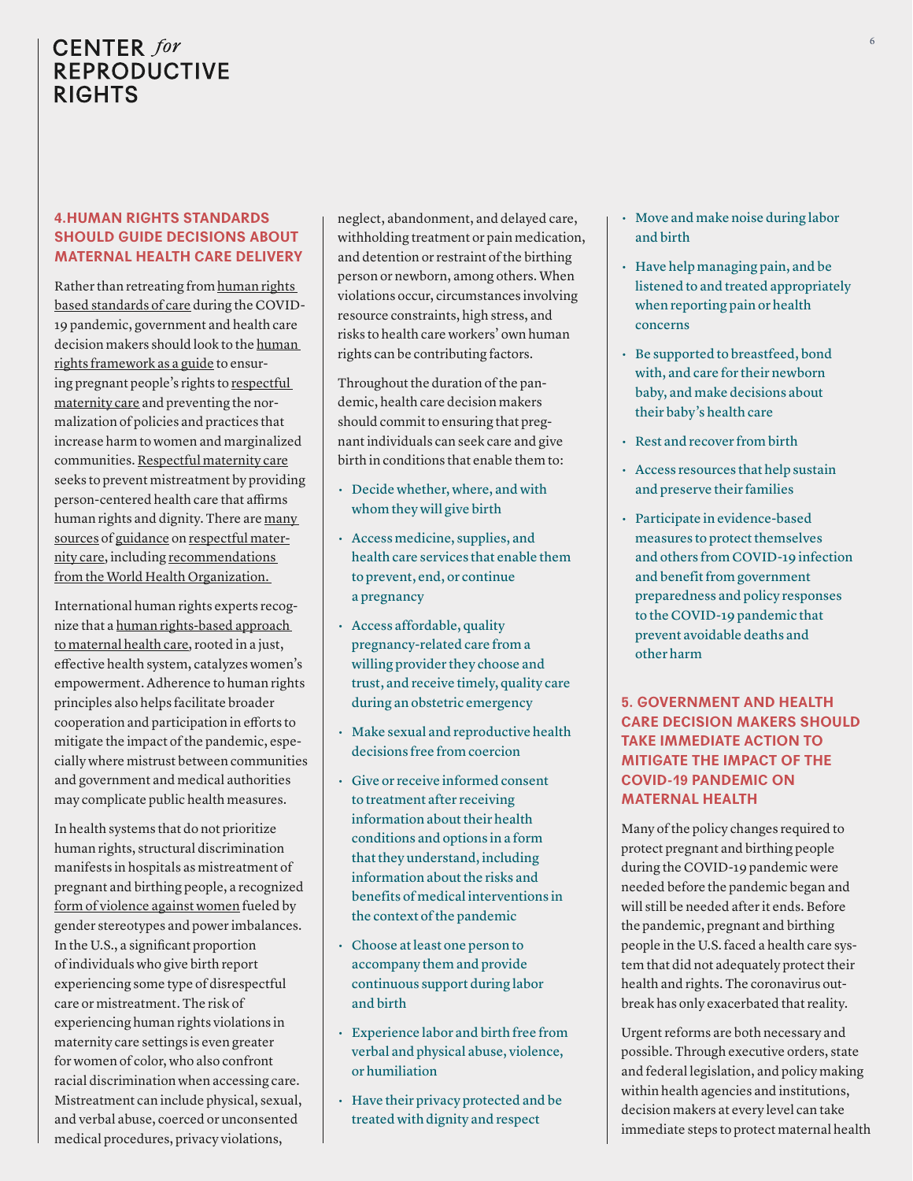## 4. HUMAN RIGHTS STANDARDS SHOULD GUIDE DECISIONS ABOUT MATERNAL HEALTH CARE DELIVERY

Rather than retreating from human rights based standards of care during the COVID-19 pandemic, government and health care decision makers should look to the human rights framework as a guide to ensuring pregnant people's rights to respectful maternity care and preventing the normalization of policies and practices that increase harm to women and marginalized communities. Respectful maternity care seeks to prevent mistreatment by providing person-centered health care that affirms human rights and dignity. There are many sources of guidance on respectful maternity care, including recommendations from the World Health Organization.

International human rights experts recognize that a human rights-based approach to maternal health care, rooted in a just, effective health system, catalyzes women's empowerment. Adherence to human rights principles also helps facilitate broader cooperation and participation in efforts to mitigate the impact of the pandemic, especially where mistrust between communities and government and medical authorities may complicate public health measures.

In health systems that do not prioritize human rights, structural discrimination manifests in hospitals as mistreatment of pregnant and birthing people, a recognized form of violence against women fueled by gender stereotypes and power imbalances. In the U.S., a significant proportion of individuals who give birth report experiencing some type of disrespectful care or mistreatment. The risk of experiencing human rights violations in maternity care settings is even greater for women of color, who also confront racial discrimination when accessing care. Mistreatment can include physical, sexual, and verbal abuse, coerced or unconsented medical procedures, privacy violations, neglect, abandonment, and delayed care, withholding treatment or pain medication, and detention or restraint of the birthing person or newborn, among others. When violations occur, circumstances involving resource constraints, high stress, and risks to health care workers' own human rights can be contributing factors.

Throughout the duration of the pandemic, health care decision makers should commit to ensuring that pregnant individuals can seek care and give birth in conditions that enable them to:

- Decide whether, where, and with whom they will give birth
- Access medicine, supplies, and health care services that enable them to prevent, end, or continue a pregnancy
- Access affordable, quality pregnancy-related care from a willing provider they choose and trust, and receive timely, quality care during an obstetric emergency
- Make sexual and reproductive health decisions free from coercion
- Give or receive informed consent to treatment after receiving information about their health conditions and options in a form that they understand, including information about the risks and benefits of medical interventions in the context of the pandemic
- Choose at least one person to accompany them and provide continuous support during labor and birth
- Experience labor and birth free from verbal and physical abuse, violence, or humiliation
- Have their privacy protected and be treated with dignity and respect
- Move and make noise during labor and birth
- Have help managing pain, and be listened to and treated appropriately when reporting pain or health concerns
- Be supported to breastfeed, bond with, and care for their newborn baby, and make decisions about their baby's health care
- Rest and recover from birth
- Access resources that help sustain and preserve their families
- Participate in evidence-based measures to protect themselves and others from COVID-19 infection and benefit from government preparedness and policy responses to the COVID-19 pandemic that prevent avoidable deaths and other harm

## 5. GOVERNMENT AND HEALTH CARE DECISION MAKERS SHOULD TAKE IMMEDIATE ACTION TO MITIGATE THE IMPACT OF THE COVID-19 PANDEMIC ON MATERNAL HEALTH

Many of the policy changes required to protect pregnant and birthing people during the COVID-19 pandemic were needed before the pandemic began and will still be needed after it ends. Before the pandemic, pregnant and birthing people in the U.S. faced a health care system that did not adequately protect their health and rights. The coronavirus outbreak has only exacerbated that reality.

Urgent reforms are both necessary and possible. Through executive orders, state and federal legislation, and policy making within health agencies and institutions, decision makers at every level can take immediate steps to protect maternal health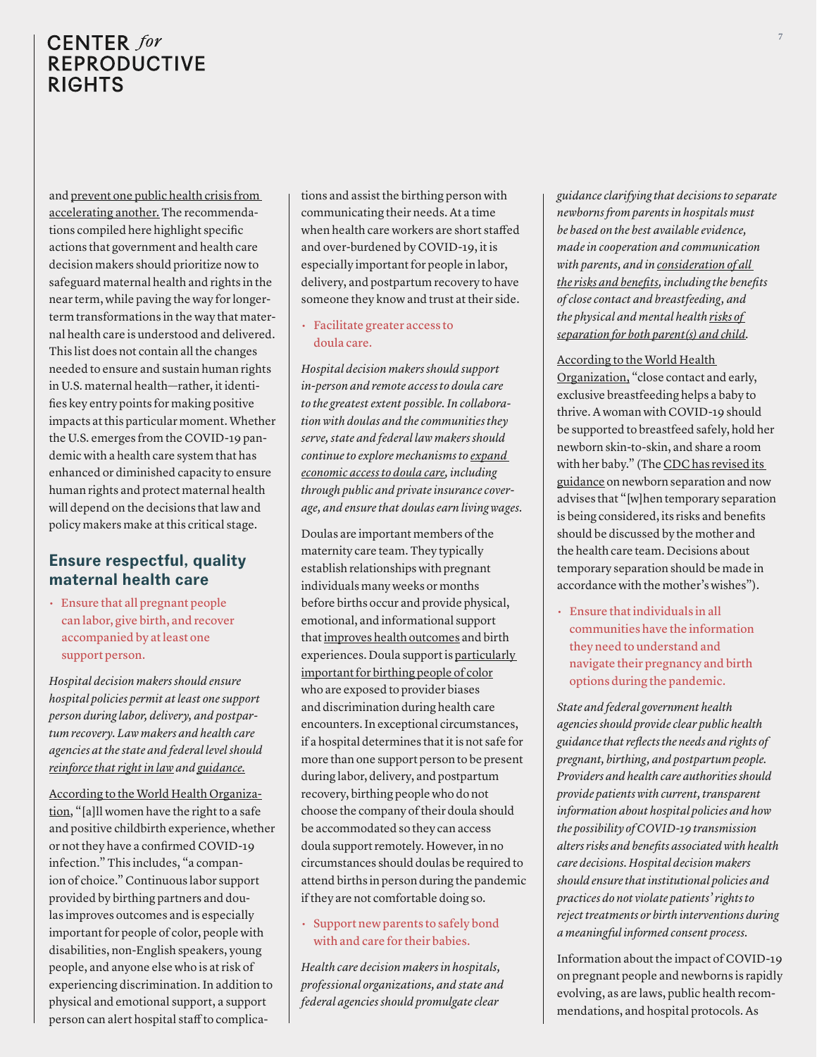and prevent one public health crisis from accelerating another. The recommendations compiled here highlight specific actions that government and health care decision makers should prioritize now to safeguard maternal health and rights in the near term, while paving the way for longer-term transformations in the way that maternal health care is understood and delivered. This list does not contain all the changes needed to ensure and sustain human rights in U.S. maternal health—rather, it identifies key entry points for making positive impacts at this particular moment. Whether the U.S. emerges from the COVID-19 pandemic with a health care system that has enhanced or diminished capacity to ensure human rights and protect maternal health will depend on the decisions that law and policy makers make at this critical stage.

## Ensure respectful, quality maternal health care

- Ensure that all pregnant people can labor, give birth, and recover accompanied by at least one support person.

*Hospital decision makers should ensure hospital policies permit at least one support person during labor, delivery, and postpartum recovery. Law makers and health care agencies at the state and federal level should reinforce that right in law and guidance.*

According to the World Health Organization, "[a]ll women have the right to a safe and positive childbirth experience, whether or not they have a confirmed COVID-19 infection." This includes, "a companion of choice." Continuous labor support provided by birthing partners and doulas improves outcomes and is especially important for people of color, people with disabilities, non-English speakers, young people, and anyone else who is at risk of experiencing discrimination. In addition to physical and emotional support, a support person can alert hospital staff to complications and assist the birthing person with communicating their needs. At a time when health care workers are short staffed and over-burdened by COVID-19, it is especially important for people in labor, delivery, and postpartum recovery to have someone they know and trust at their side.

- Facilitate greater access to doula care.

*Hospital decision makers should support in-person and remote access to doula care to the greatest extent possible. In collaboration with doulas and the communities they serve, state and federal law makers should continue to explore mechanisms to expand economic access to doula care, including through public and private insurance coverage, and ensure that doulas earn living wages.*

Doulas are important members of the maternity care team. They typically establish relationships with pregnant individuals many weeks or months before births occur and provide physical, emotional, and informational support that improves health outcomes and birth experiences. Doula support is particularly important for birthing people of color who are exposed to provider biases and discrimination during health care encounters. In exceptional circumstances, if a hospital determines that it is not safe for more than one support person to be present during labor, delivery, and postpartum recovery, birthing people who do not choose the company of their doula should be accommodated so they can access doula support remotely. However, in no circumstances should doulas be required to attend births in person during the pandemic if they are not comfortable doing so.

- Support new parents to safely bond with and care for their babies.

*Health care decision makers in hospitals, professional organizations, and state and federal agencies should promulgate clear guidance clarifying that decisions to separate newborns from parents in hospitals must be based on the best available evidence, made in cooperation and communication with parents, and in consideration of all the risks and benefits, including the benefits of close contact and breastfeeding, and the physical and mental health risks of separation for both parent(s) and child.*

According to the World Health Organization, "close contact and early, exclusive breastfeeding helps a baby to thrive. A woman with COVID-19 should be supported to breastfeed safely, hold her newborn skin-to-skin, and share a room with her baby." (The CDC has revised its guidance on newborn separation and now advises that "[w]hen temporary separation is being considered, its risks and benefits should be discussed by the mother and the health care team. Decisions about temporary separation should be made in accordance with the mother's wishes").

- Ensure that individuals in all communities have the information they need to understand and navigate their pregnancy and birth options during the pandemic.

*State and federal government health agencies should provide clear public health guidance that reflects the needs and rights of pregnant, birthing, and postpartum people. Providers and health care authorities should provide patients with current, transparent information about hospital policies and how the possibility of COVID-19 transmission alters risks and benefits associated with health care decisions. Hospital decision makers should ensure that institutional policies and practices do not violate patients' rights to reject treatments or birth interventions during a meaningful informed consent process.*

Information about the impact of COVID-19 on pregnant people and newborns is rapidly evolving, as are laws, public health recommendations, and hospital protocols. As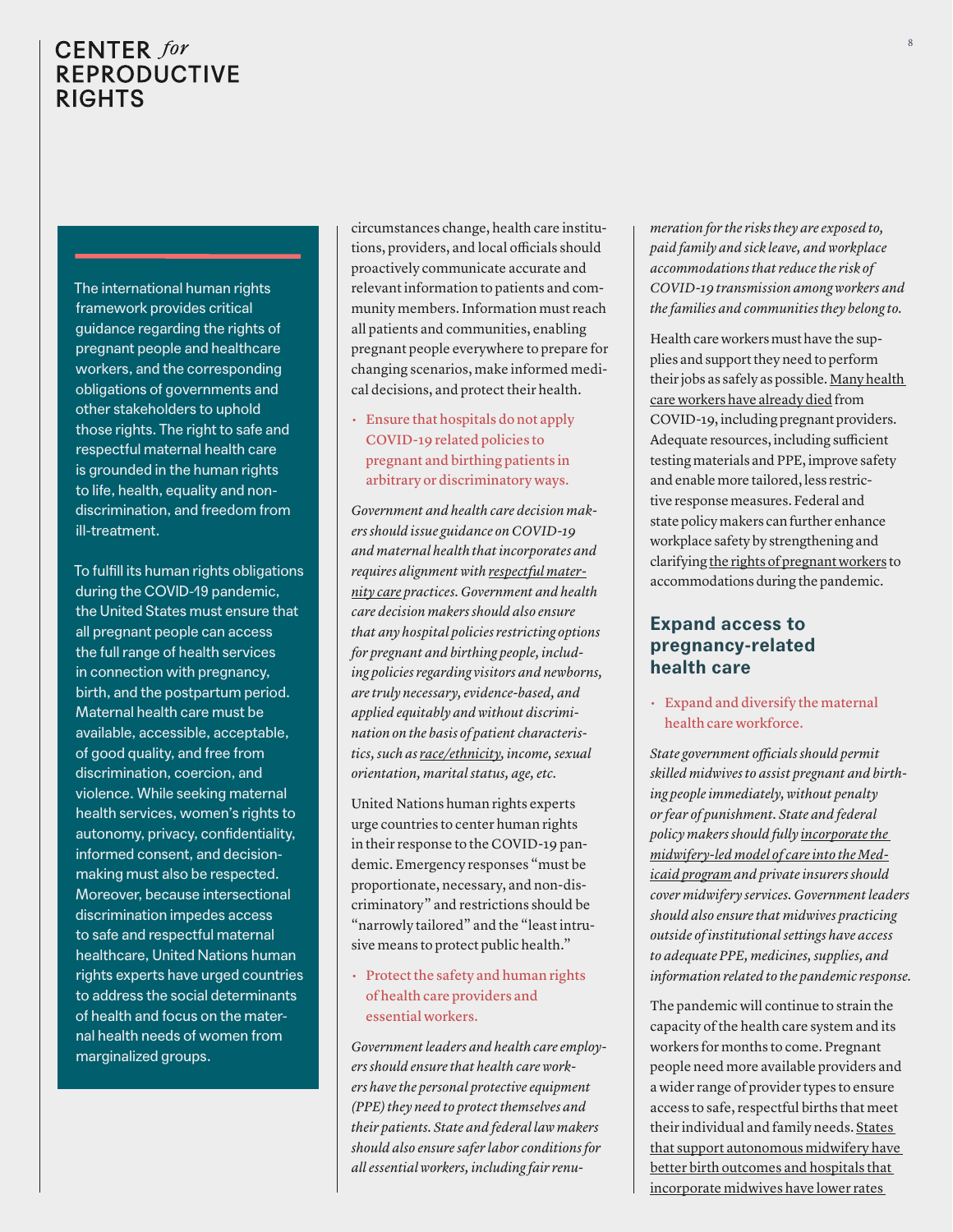The international human rights framework provides critical guidance regarding the rights of pregnant people and healthcare workers, and the corresponding obligations of governments and other stakeholders to uphold those rights. The right to safe and respectful maternal health care is grounded in the human rights to life, health, equality and non-discrimination, and freedom from ill-treatment.

To fulfill its human rights obligations during the COVID-19 pandemic, the United States must ensure that all pregnant people can access the full range of health services in connection with pregnancy, birth, and the postpartum period. Maternal health care must be available, accessible, acceptable, of good quality, and free from discrimination, coercion, and violence. While seeking maternal health services, women's rights to autonomy, privacy, confidentiality, informed consent, and decision-making must also be respected. Moreover, because intersectional discrimination impedes access to safe and respectful maternal healthcare, United Nations human rights experts have urged countries to address the social determinants of health and focus on the maternal health needs of women from marginalized groups.

circumstances change, health care institutions, providers, and local officials should proactively communicate accurate and relevant information to patients and community members. Information must reach all patients and communities, enabling pregnant people everywhere to prepare for changing scenarios, make informed medical decisions, and protect their health.

- Ensure that hospitals do not apply COVID-19 related policies to pregnant and birthing patients in arbitrary or discriminatory ways.

*Government and health care decision makers should issue guidance on COVID-19 and maternal health that incorporates and requires alignment with respectful maternity care practices. Government and health care decision makers should also ensure that any hospital policies restricting options for pregnant and birthing people, including policies regarding visitors and newborns, are truly necessary, evidence-based, and applied equitably and without discrimination on the basis of patient characteristics, such as race/ethnicity, income, sexual orientation, marital status, age, etc.*

United Nations human rights experts urge countries to center human rights in their response to the COVID-19 pandemic. Emergency responses "must be proportionate, necessary, and non-discriminatory" and restrictions should be "narrowly tailored" and the "least intrusive means to protect public health."

- Protect the safety and human rights of health care providers and essential workers.

*Government leaders and health care employers should ensure that health care workers have the personal protective equipment (PPE) they need to protect themselves and their patients. State and federal law makers should also ensure safer labor conditions for all essential workers, including fair remuneration for the risks they are exposed to, paid family and sick leave, and workplace accommodations that reduce the risk of COVID-19 transmission among workers and the families and communities they belong to.*

Health care workers must have the supplies and support they need to perform their jobs as safely as possible. Many health care workers have already died from COVID-19, including pregnant providers. Adequate resources, including sufficient testing materials and PPE, improve safety and enable more tailored, less restrictive response measures. Federal and state policy makers can further enhance workplace safety by strengthening and clarifying the rights of pregnant workers to accommodations during the pandemic.

## Expand access to pregnancy-related health care

- Expand and diversify the maternal health care workforce.

*State government officials should permit skilled midwives to assist pregnant and birthing people immediately, without penalty or fear of punishment. State and federal policy makers should fully incorporate the midwifery-led model of care into the Medicaid program and private insurers should cover midwifery services. Government leaders should also ensure that midwives practicing outside of institutional settings have access to adequate PPE, medicines, supplies, and information related to the pandemic response.*

The pandemic will continue to strain the capacity of the health care system and its workers for months to come. Pregnant people need more available providers and a wider range of provider types to ensure access to safe, respectful births that meet their individual and family needs. States that support autonomous midwifery have better birth outcomes and hospitals that incorporate midwives have lower rates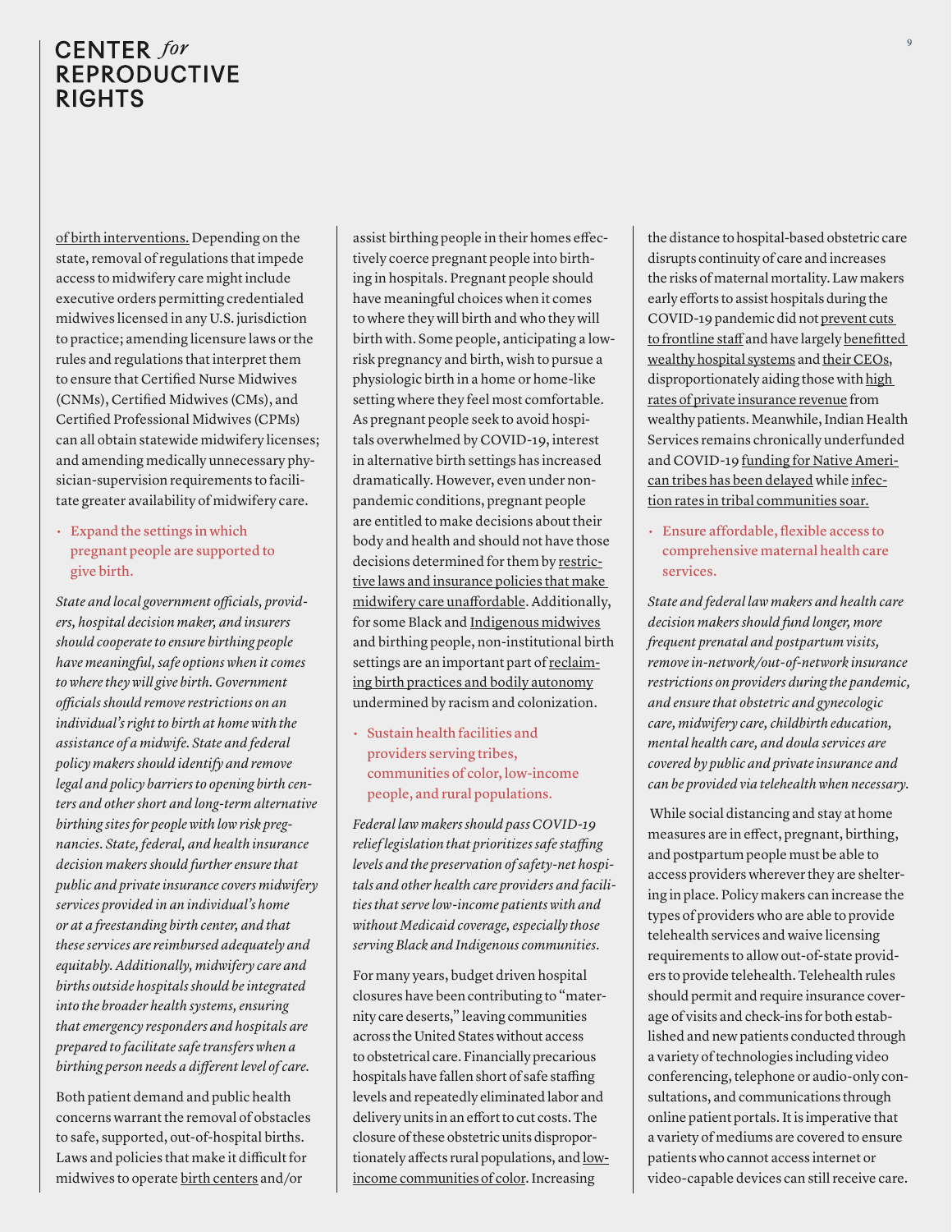of birth interventions. Depending on the state, removal of regulations that impede access to midwifery care might include executive orders permitting credentialed midwives licensed in any U.S. jurisdiction to practice; amending licensure laws or the rules and regulations that interpret them to ensure that Certified Nurse Midwives (CNMs), Certified Midwives (CMs), and Certified Professional Midwives (CPMs) can all obtain statewide midwifery licenses; and amending medically unnecessary physician-supervision requirements to facilitate greater availability of midwifery care.

- Expand the settings in which pregnant people are supported to give birth.

*State and local government officials, providers, hospital decision maker, and insurers should cooperate to ensure birthing people have meaningful, safe options when it comes to where they will give birth. Government officials should remove restrictions on an individual's right to birth at home with the assistance of a midwife. State and federal policy makers should identify and remove legal and policy barriers to opening birth centers and other short and long-term alternative birthing sites for people with low risk pregnancies. State, federal, and health insurance decision makers should further ensure that public and private insurance covers midwifery services provided in an individual's home or at a freestanding birth center, and that these services are reimbursed adequately and equitably. Additionally, midwifery care and births outside hospitals should be integrated into the broader health systems, ensuring that emergency responders and hospitals are prepared to facilitate safe transfers when a birthing person needs a different level of care.*

Both patient demand and public health concerns warrant the removal of obstacles to safe, supported, out-of-hospital births. Laws and policies that make it difficult for midwives to operate birth centers and/or assist birthing people in their homes effectively coerce pregnant people into birthing in hospitals. Pregnant people should have meaningful choices when it comes to where they will birth and who they will birth with. Some people, anticipating a low-risk pregnancy and birth, wish to pursue a physiologic birth in a home or home-like setting where they feel most comfortable. As pregnant people seek to avoid hospitals overwhelmed by COVID-19, interest in alternative birth settings has increased dramatically. However, even under non-pandemic conditions, pregnant people are entitled to make decisions about their body and health and should not have those decisions determined for them by restrictive laws and insurance policies that make midwifery care unaffordable. Additionally, for some Black and Indigenous midwives and birthing people, non-institutional birth settings are an important part of reclaiming birth practices and bodily autonomy undermined by racism and colonization.

- Sustain health facilities and providers serving tribes, communities of color, low-income people, and rural populations.

*Federal law makers should pass COVID-19 relief legislation that prioritizes safe staffing levels and the preservation of safety-net hospitals and other health care providers and facilities that serve low-income patients with and without Medicaid coverage, especially those serving Black and Indigenous communities.*

For many years, budget driven hospital closures have been contributing to "maternity care deserts," leaving communities across the United States without access to obstetrical care. Financially precarious hospitals have fallen short of safe staffing levels and repeatedly eliminated labor and delivery units in an effort to cut costs. The closure of these obstetric units disproportionately affects rural populations, and low-income communities of color. Increasing the distance to hospital-based obstetric care disrupts continuity of care and increases the risks of maternal mortality. Law makers early efforts to assist hospitals during the COVID-19 pandemic did not prevent cuts to frontline staff and have largely benefitted wealthy hospital systems and their CEOs, disproportionately aiding those with high rates of private insurance revenue from wealthy patients. Meanwhile, Indian Health Services remains chronically underfunded and COVID-19 funding for Native American tribes has been delayed while infection rates in tribal communities soar.

- Ensure affordable, flexible access to comprehensive maternal health care services.

*State and federal law makers and health care decision makers should fund longer, more frequent prenatal and postpartum visits, remove in-network/out-of-network insurance restrictions on providers during the pandemic, and ensure that obstetric and gynecologic care, midwifery care, childbirth education, mental health care, and doula services are covered by public and private insurance and can be provided via telehealth when necessary.*

While social distancing and stay at home measures are in effect, pregnant, birthing, and postpartum people must be able to access providers wherever they are sheltering in place. Policy makers can increase the types of providers who are able to provide telehealth services and waive licensing requirements to allow out-of-state providers to provide telehealth. Telehealth rules should permit and require insurance coverage of visits and check-ins for both established and new patients conducted through a variety of technologies including video conferencing, telephone or audio-only consultations, and communications through online patient portals. It is imperative that a variety of mediums are covered to ensure patients who cannot access internet or video-capable devices can still receive care.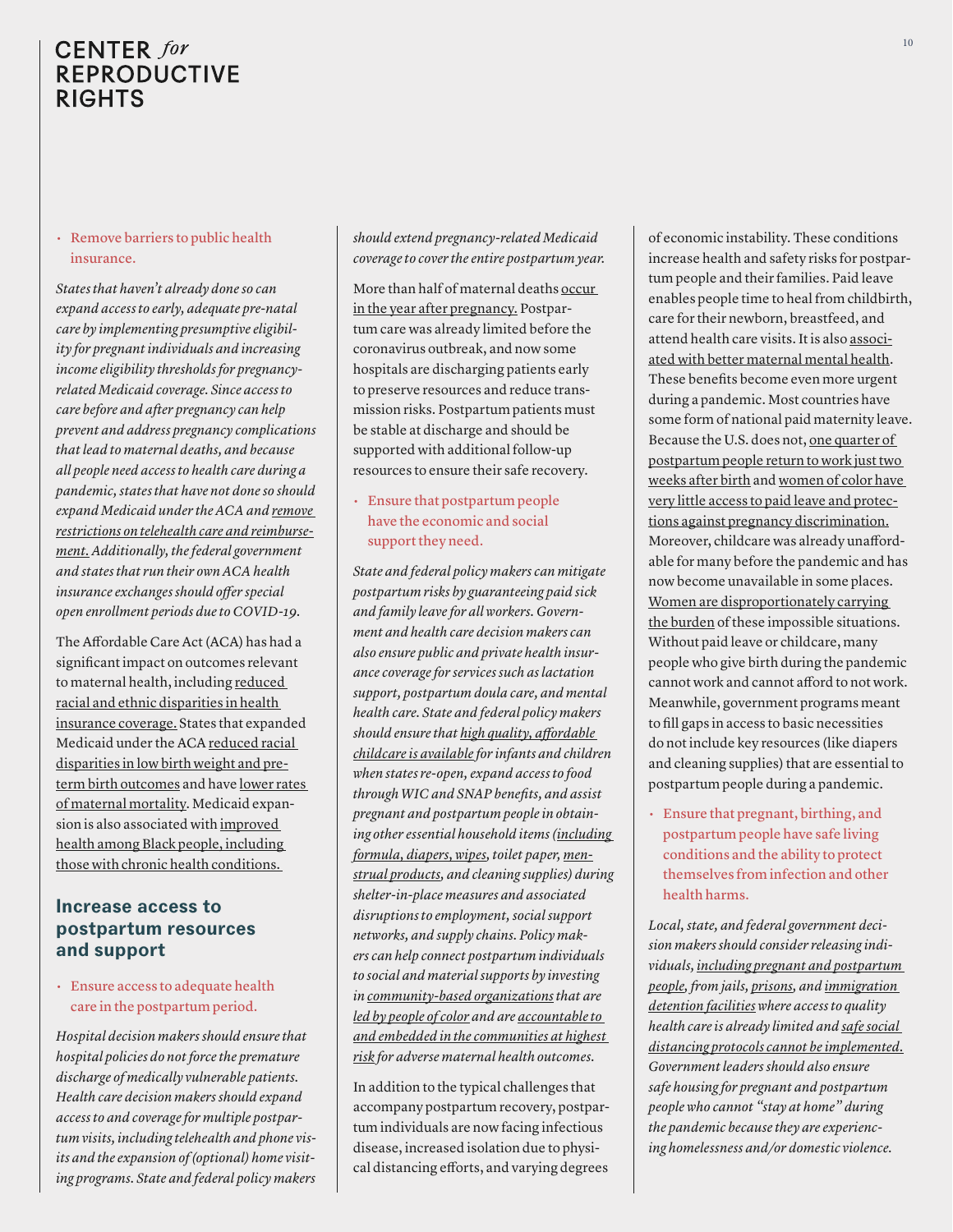- Remove barriers to public health insurance.

*States that haven't already done so can expand access to early, adequate pre-natal care by implementing presumptive eligibility for pregnant individuals and increasing income eligibility thresholds for pregnancy-related Medicaid coverage. Since access to care before and after pregnancy can help prevent and address pregnancy complications that lead to maternal deaths, and because all people need access to health care during a pandemic, states that have not done so should expand Medicaid under the ACA and remove restrictions on telehealth care and reimbursement. Additionally, the federal government and states that run their own ACA health insurance exchanges should offer special open enrollment periods due to COVID-19.*

The Affordable Care Act (ACA) has had a significant impact on outcomes relevant to maternal health, including reduced racial and ethnic disparities in health insurance coverage. States that expanded Medicaid under the ACA reduced racial disparities in low birth weight and preterm birth outcomes and have lower rates of maternal mortality. Medicaid expansion is also associated with improved health among Black people, including those with chronic health conditions.

## Increase access to postpartum resources and support

- Ensure access to adequate health care in the postpartum period.

*Hospital decision makers should ensure that hospital policies do not force the premature discharge of medically vulnerable patients. Health care decision makers should expand access to and coverage for multiple postpartum visits, including telehealth and phone visits and the expansion of (optional) home visiting programs. State and federal policy makers should extend pregnancy-related Medicaid coverage to cover the entire postpartum year.*

More than half of maternal deaths occur in the year after pregnancy. Postpartum care was already limited before the coronavirus outbreak, and now some hospitals are discharging patients early to preserve resources and reduce transmission risks. Postpartum patients must be stable at discharge and should be supported with additional follow-up resources to ensure their safe recovery.

- Ensure that postpartum people have the economic and social support they need.

*State and federal policy makers can mitigate postpartum risks by guaranteeing paid sick and family leave for all workers. Government and health care decision makers can also ensure public and private health insurance coverage for services such as lactation support, postpartum doula care, and mental health care. State and federal policy makers should ensure that high quality, affordable childcare is available for infants and children when states re-open, expand access to food through WIC and SNAP benefits, and assist pregnant and postpartum people in obtaining other essential household items (including formula, diapers, wipes, toilet paper, menstrual products, and cleaning supplies) during shelter-in-place measures and associated disruptions to employment, social support networks, and supply chains. Policy makers can help connect postpartum individuals to social and material supports by investing in community-based organizations that are led by people of color and are accountable to and embedded in the communities at highest risk for adverse maternal health outcomes.*

In addition to the typical challenges that accompany postpartum recovery, postpartum individuals are now facing infectious disease, increased isolation due to physical distancing efforts, and varying degrees of economic instability. These conditions increase health and safety risks for postpartum people and their families. Paid leave enables people time to heal from childbirth, care for their newborn, breastfeed, and attend health care visits. It is also associated with better maternal mental health. These benefits become even more urgent during a pandemic. Most countries have some form of national paid maternity leave. Because the U.S. does not, one quarter of postpartum people return to work just two weeks after birth and women of color have very little access to paid leave and protections against pregnancy discrimination. Moreover, childcare was already unaffordable for many before the pandemic and has now become unavailable in some places. Women are disproportionately carrying the burden of these impossible situations. Without paid leave or childcare, many people who give birth during the pandemic cannot work and cannot afford to not work. Meanwhile, government programs meant to fill gaps in access to basic necessities do not include key resources (like diapers and cleaning supplies) that are essential to postpartum people during a pandemic.

- Ensure that pregnant, birthing, and postpartum people have safe living conditions and the ability to protect themselves from infection and other health harms.

*Local, state, and federal government decision makers should consider releasing individuals, including pregnant and postpartum people, from jails, prisons, and immigration detention facilities where access to quality health care is already limited and safe social distancing protocols cannot be implemented. Government leaders should also ensure safe housing for pregnant and postpartum people who cannot "stay at home" during the pandemic because they are experiencing homelessness and/or domestic violence.*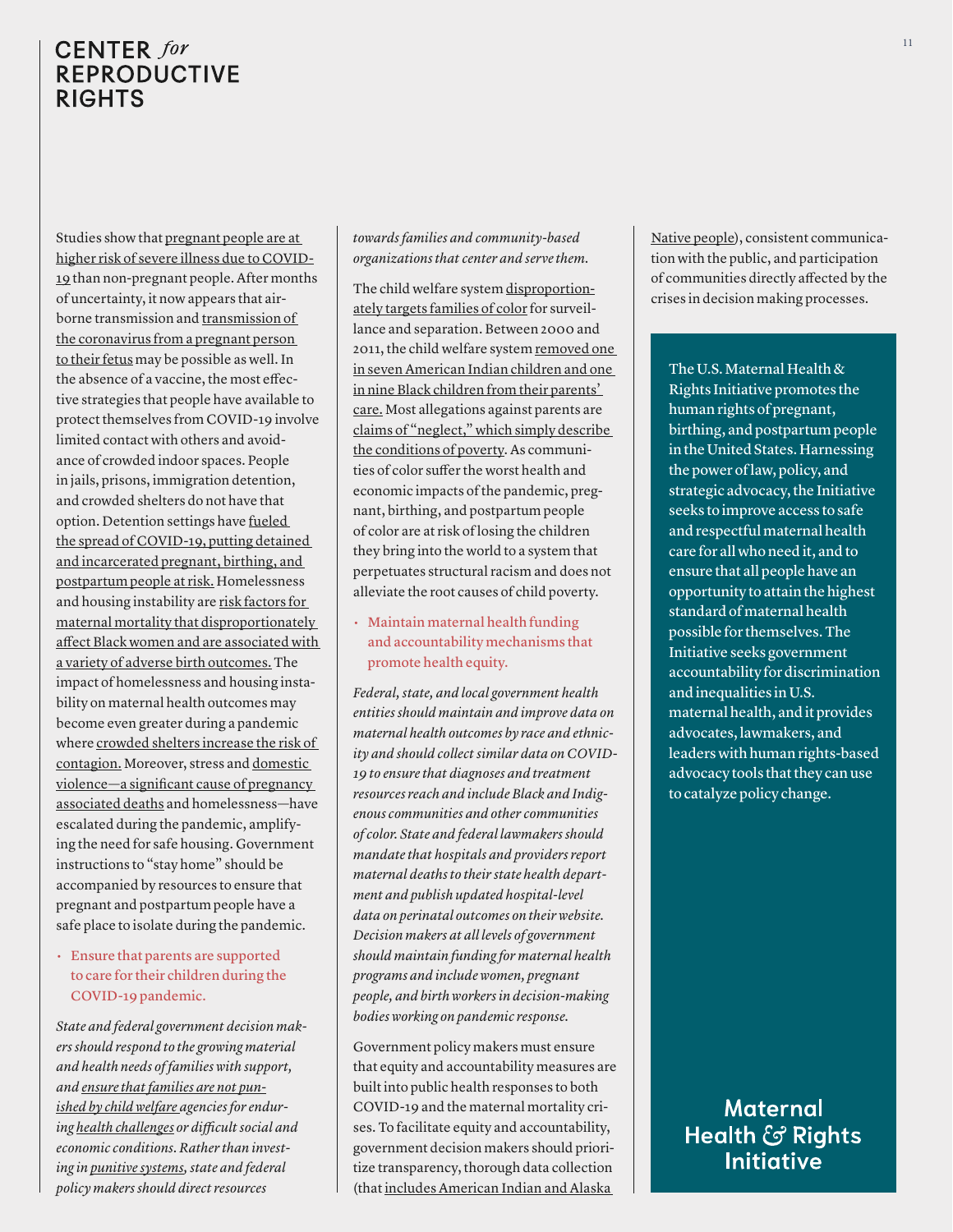Studies show that pregnant people are at higher risk of severe illness due to COVID-19 than non-pregnant people. After months of uncertainty, it now appears that airborne transmission and transmission of the coronavirus from a pregnant person to their fetus may be possible as well. In the absence of a vaccine, the most effective strategies that people have available to protect themselves from COVID-19 involve limited contact with others and avoidance of crowded indoor spaces. People in jails, prisons, immigration detention, and crowded shelters do not have that option. Detention settings have fueled the spread of COVID-19, putting detained and incarcerated pregnant, birthing, and postpartum people at risk. Homelessness and housing instability are risk factors for maternal mortality that disproportionately affect Black women and are associated with a variety of adverse birth outcomes. The impact of homelessness and housing instability on maternal health outcomes may become even greater during a pandemic where crowded shelters increase the risk of contagion. Moreover, stress and domestic violence—a significant cause of pregnancy associated deaths and homelessness—have escalated during the pandemic, amplifying the need for safe housing. Government instructions to "stay home" should be accompanied by resources to ensure that pregnant and postpartum people have a safe place to isolate during the pandemic.

- **Ensure that parents are supported to care for their children during the COVID-19 pandemic.**

*State and federal government decision makers should respond to the growing material and health needs of families with support, and ensure that families are not punished by child welfare agencies for enduring health challenges or difficult social and economic conditions. Rather than investing in punitive systems, state and federal policy makers should direct resources towards families and community-based organizations that center and serve them.*

The child welfare system disproportionately targets families of color for surveillance and separation. Between 2000 and 2011, the child welfare system removed one in seven American Indian children and one in nine Black children from their parents' care. Most allegations against parents are claims of "neglect," which simply describe the conditions of poverty. As communities of color suffer the worst health and economic impacts of the pandemic, pregnant, birthing, and postpartum people of color are at risk of losing the children they bring into the world to a system that perpetuates structural racism and does not alleviate the root causes of child poverty.

- **Maintain maternal health funding and accountability mechanisms that promote health equity.**

*Federal, state, and local government health entities should maintain and improve data on maternal health outcomes by race and ethnicity and should collect similar data on COVID-19 to ensure that diagnoses and treatment resources reach and include Black and Indigenous communities and other communities of color. State and federal lawmakers should mandate that hospitals and providers report maternal deaths to their state health department and publish updated hospital-level data on perinatal outcomes on their website. Decision makers at all levels of government should maintain funding for maternal health programs and include women, pregnant people, and birth workers in decision-making bodies working on pandemic response.*

Government policy makers must ensure that equity and accountability measures are built into public health responses to both COVID-19 and the maternal mortality crises. To facilitate equity and accountability, government decision makers should prioritize transparency, thorough data collection (that includes American Indian and Alaska Native people), consistent communication with the public, and participation of communities directly affected by the crises in decision making processes.

The U.S. Maternal Health & Rights Initiative promotes the human rights of pregnant, birthing, and postpartum people in the United States. Harnessing the power of law, policy, and strategic advocacy, the Initiative seeks to improve access to safe and respectful maternal health care for all who need it, and to ensure that all people have an opportunity to attain the highest standard of maternal health possible for themselves. The Initiative seeks government accountability for discrimination and inequalities in U.S. maternal health, and it provides advocates, lawmakers, and leaders with human rights-based advocacy tools that they can use to catalyze policy change.

**Maternal Health & Rights Initiative**